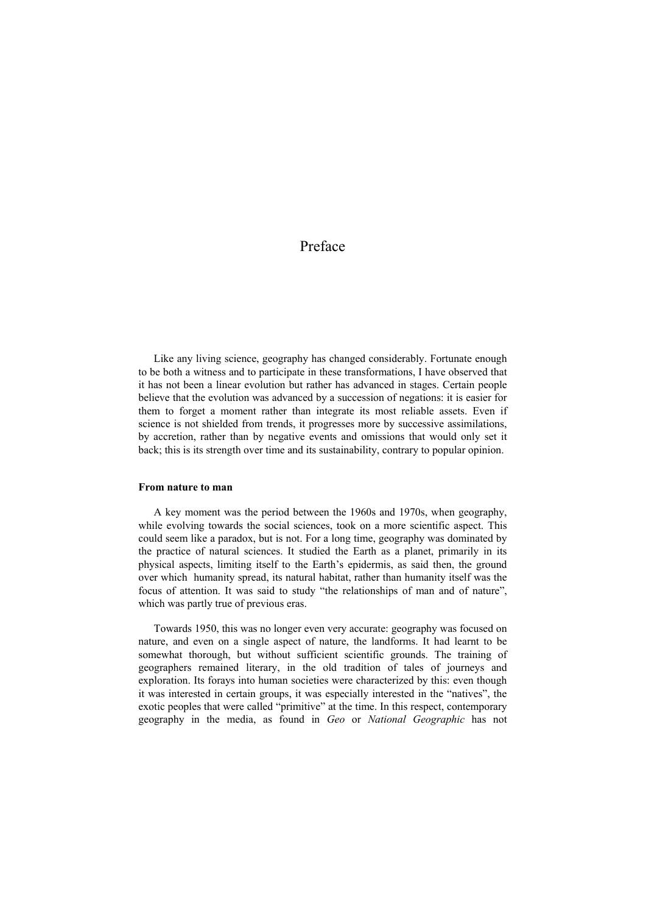# Preface

Like any living science, geography has changed considerably. Fortunate enough to be both a witness and to participate in these transformations, I have observed that it has not been a linear evolution but rather has advanced in stages. Certain people believe that the evolution was advanced by a succession of negations: it is easier for them to forget a moment rather than integrate its most reliable assets. Even if science is not shielded from trends, it progresses more by successive assimilations, by accretion, rather than by negative events and omissions that would only set it back; this is its strength over time and its sustainability, contrary to popular opinion.

**From nature to man**

A key moment was the period between the 1960s and 1970s, when geography, while evolving towards the social sciences, took on a more scientific aspect. This could seem like a paradox, but is not. For a long time, geography was dominated by the practice of natural sciences. It studied the Earth as a planet, primarily in its physical aspects, limiting itself to the Earth's epidermis, as said then, the ground over which humanity spread, its natural habitat, rather than humanity itself was the focus of attention. It was said to study "the relationships of man and of nature", which was partly true of previous eras.

Towards 1950, this was no longer even very accurate: geography was focused on nature, and even on a single aspect of nature, the landforms. It had learnt to be somewhat thorough, but without sufficient scientific grounds. The training of geographers remained literary, in the old tradition of tales of journeys and exploration. Its forays into human societies were characterized by this: even though it was interested in certain groups, it was especially interested in the "natives", the exotic peoples that were called "primitive" at the time. In this respect, contemporary geography in the media, as found in *Geo* or *National Geographic* has not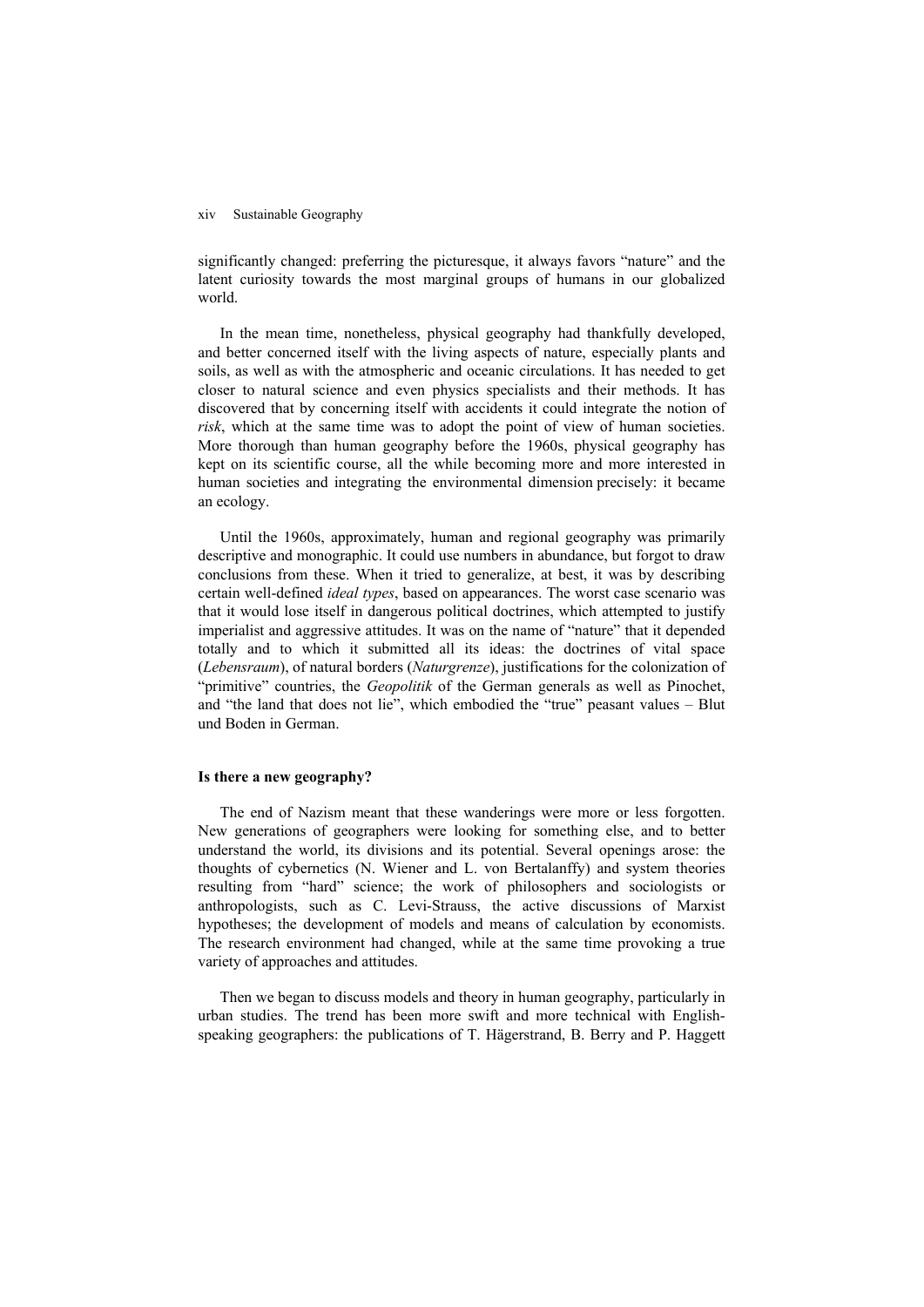significantly changed: preferring the picturesque, it always favors "nature" and the latent curiosity towards the most marginal groups of humans in our globalized world.

In the mean time, nonetheless, physical geography had thankfully developed, and better concerned itself with the living aspects of nature, especially plants and soils, as well as with the atmospheric and oceanic circulations. It has needed to get closer to natural science and even physics specialists and their methods. It has discovered that by concerning itself with accidents it could integrate the notion of *risk*, which at the same time was to adopt the point of view of human societies. More thorough than human geography before the 1960s, physical geography has kept on its scientific course, all the while becoming more and more interested in human societies and integrating the environmental dimension precisely: it became an ecology.

Until the 1960s, approximately, human and regional geography was primarily descriptive and monographic. It could use numbers in abundance, but forgot to draw conclusions from these. When it tried to generalize, at best, it was by describing certain well-defined *ideal types*, based on appearances. The worst case scenario was that it would lose itself in dangerous political doctrines, which attempted to justify imperialist and aggressive attitudes. It was on the name of "nature" that it depended totally and to which it submitted all its ideas: the doctrines of vital space (*Lebensraum*), of natural borders (*Naturgrenze*), justifications for the colonization of "primitive" countries, the *Geopolitik* of the German generals as well as Pinochet, and "the land that does not lie", which embodied the "true" peasant values – Blut und Boden in German.

**Is there a new geography?**

The end of Nazism meant that these wanderings were more or less forgotten. New generations of geographers were looking for something else, and to better understand the world, its divisions and its potential. Several openings arose: the thoughts of cybernetics (N. Wiener and L. von Bertalanffy) and system theories resulting from "hard" science; the work of philosophers and sociologists or anthropologists, such as C. Levi-Strauss, the active discussions of Marxist hypotheses; the development of models and means of calculation by economists. The research environment had changed, while at the same time provoking a true variety of approaches and attitudes.

Then we began to discuss models and theory in human geography, particularly in urban studies. The trend has been more swift and more technical with English-speaking geographers: the publications of T. Hägerstrand, B. Berry and P. Haggett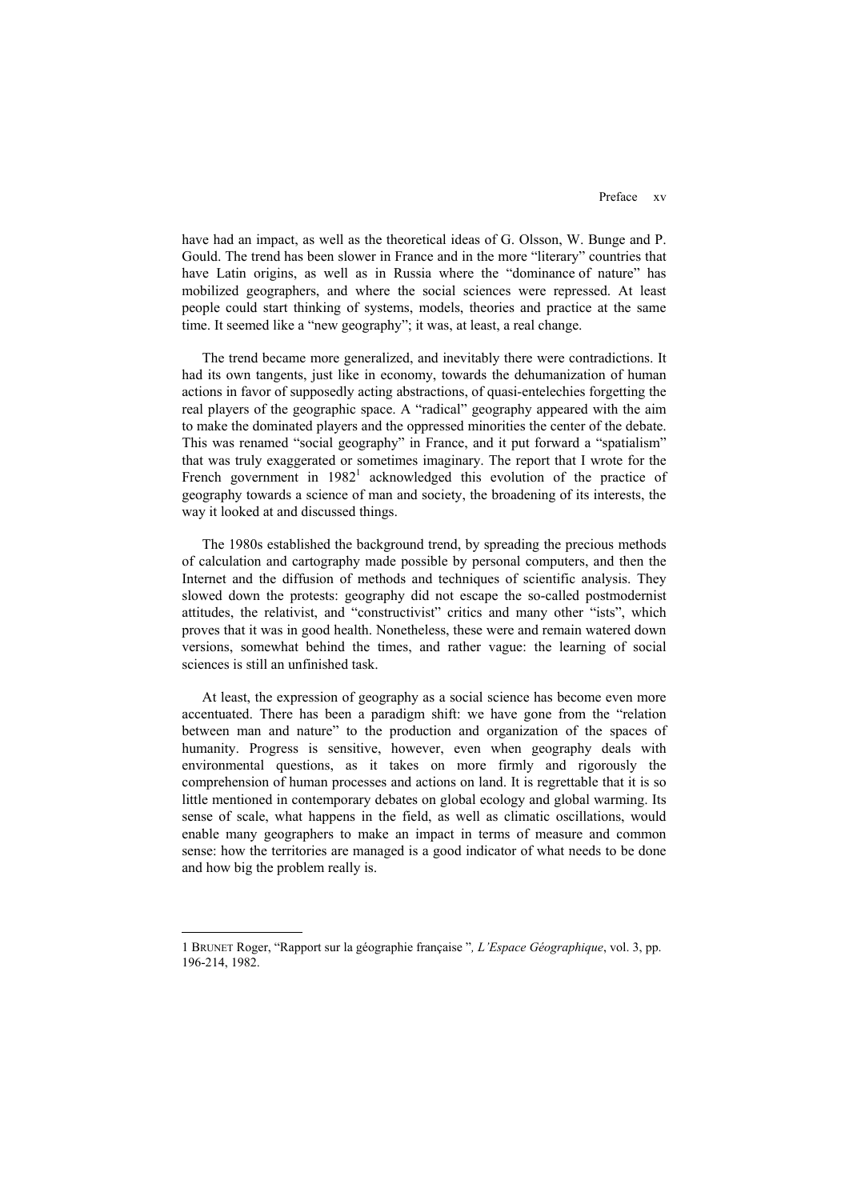have had an impact, as well as the theoretical ideas of G. Olsson, W. Bunge and P. Gould. The trend has been slower in France and in the more "literary" countries that have Latin origins, as well as in Russia where the "dominance of nature" has mobilized geographers, and where the social sciences were repressed. At least people could start thinking of systems, models, theories and practice at the same time. It seemed like a "new geography"; it was, at least, a real change.

The trend became more generalized, and inevitably there were contradictions. It had its own tangents, just like in economy, towards the dehumanization of human actions in favor of supposedly acting abstractions, of quasi-entelechies forgetting the real players of the geographic space. A "radical" geography appeared with the aim to make the dominated players and the oppressed minorities the center of the debate. This was renamed "social geography" in France, and it put forward a "spatialism" that was truly exaggerated or sometimes imaginary. The report that I wrote for the French government in 1982[1] acknowledged this evolution of the practice of geography towards a science of man and society, the broadening of its interests, the way it looked at and discussed things.

The 1980s established the background trend, by spreading the precious methods of calculation and cartography made possible by personal computers, and then the Internet and the diffusion of methods and techniques of scientific analysis. They slowed down the protests: geography did not escape the so-called postmodernist attitudes, the relativist, and "constructivist" critics and many other "ists", which proves that it was in good health. Nonetheless, these were and remain watered down versions, somewhat behind the times, and rather vague: the learning of social sciences is still an unfinished task.

At least, the expression of geography as a social science has become even more accentuated. There has been a paradigm shift: we have gone from the "relation between man and nature" to the production and organization of the spaces of humanity. Progress is sensitive, however, even when geography deals with environmental questions, as it takes on more firmly and rigorously the comprehension of human processes and actions on land. It is regrettable that it is so little mentioned in contemporary debates on global ecology and global warming. Its sense of scale, what happens in the field, as well as climatic oscillations, would enable many geographers to make an impact in terms of measure and common sense: how the territories are managed is a good indicator of what needs to be done and how big the problem really is.

---

1 BRUNET Roger, "Rapport sur la géographie française ", *L'Espace Géographique*, vol. 3, pp. 196-214, 1982.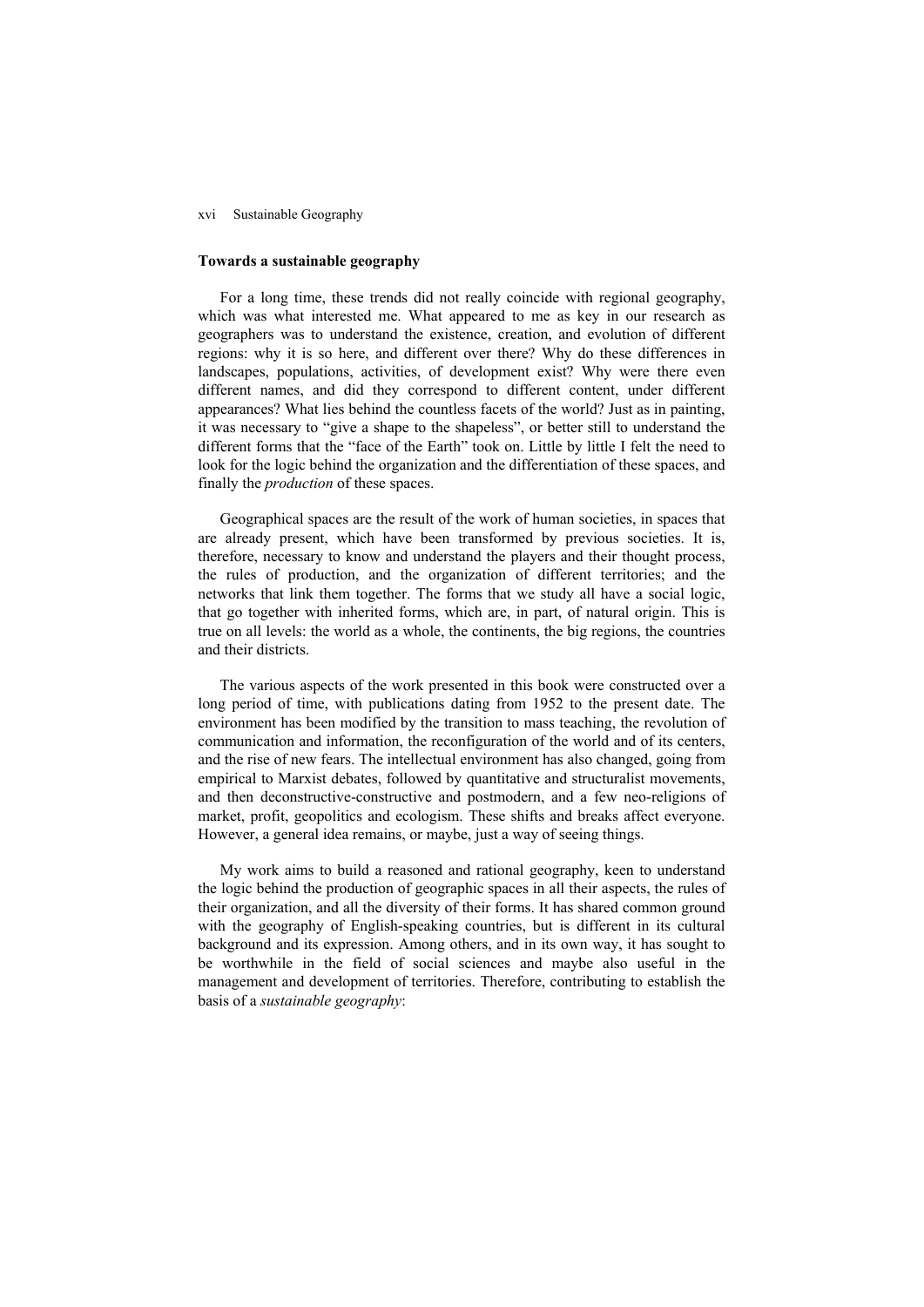### Towards a sustainable geography

For a long time, these trends did not really coincide with regional geography, which was what interested me. What appeared to me as key in our research as geographers was to understand the existence, creation, and evolution of different regions: why it is so here, and different over there? Why do these differences in landscapes, populations, activities, of development exist? Why were there even different names, and did they correspond to different content, under different appearances? What lies behind the countless facets of the world? Just as in painting, it was necessary to "give a shape to the shapeless", or better still to understand the different forms that the "face of the Earth" took on. Little by little I felt the need to look for the logic behind the organization and the differentiation of these spaces, and finally the *production* of these spaces.

Geographical spaces are the result of the work of human societies, in spaces that are already present, which have been transformed by previous societies. It is, therefore, necessary to know and understand the players and their thought process, the rules of production, and the organization of different territories; and the networks that link them together. The forms that we study all have a social logic, that go together with inherited forms, which are, in part, of natural origin. This is true on all levels: the world as a whole, the continents, the big regions, the countries and their districts.

The various aspects of the work presented in this book were constructed over a long period of time, with publications dating from 1952 to the present date. The environment has been modified by the transition to mass teaching, the revolution of communication and information, the reconfiguration of the world and of its centers, and the rise of new fears. The intellectual environment has also changed, going from empirical to Marxist debates, followed by quantitative and structuralist movements, and then deconstructive-constructive and postmodern, and a few neo-religions of market, profit, geopolitics and ecologism. These shifts and breaks affect everyone. However, a general idea remains, or maybe, just a way of seeing things.

My work aims to build a reasoned and rational geography, keen to understand the logic behind the production of geographic spaces in all their aspects, the rules of their organization, and all the diversity of their forms. It has shared common ground with the geography of English-speaking countries, but is different in its cultural background and its expression. Among others, and in its own way, it has sought to be worthwhile in the field of social sciences and maybe also useful in the management and development of territories. Therefore, contributing to establish the basis of a *sustainable geography*: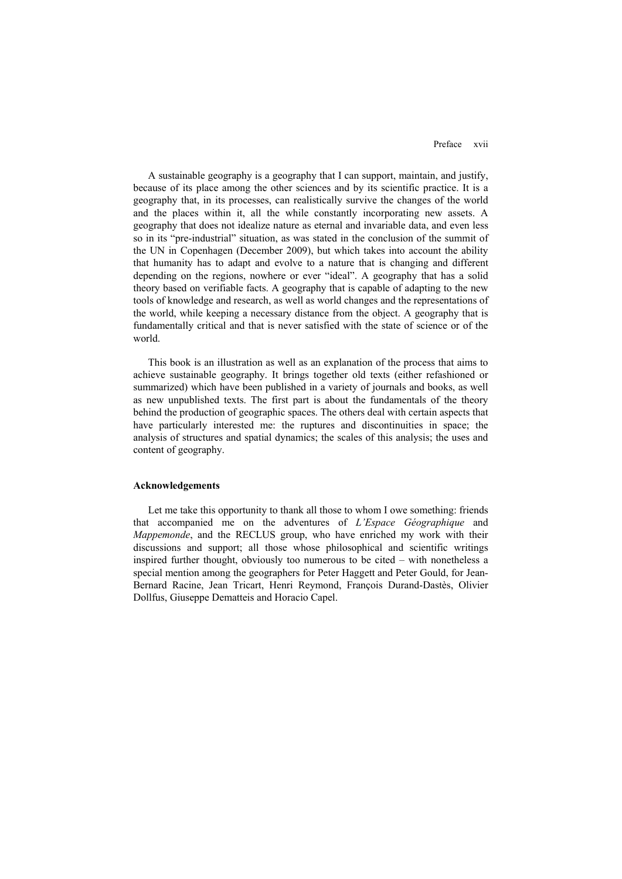A sustainable geography is a geography that I can support, maintain, and justify, because of its place among the other sciences and by its scientific practice. It is a geography that, in its processes, can realistically survive the changes of the world and the places within it, all the while constantly incorporating new assets. A geography that does not idealize nature as eternal and invariable data, and even less so in its "pre-industrial" situation, as was stated in the conclusion of the summit of the UN in Copenhagen (December 2009), but which takes into account the ability that humanity has to adapt and evolve to a nature that is changing and different depending on the regions, nowhere or ever "ideal". A geography that has a solid theory based on verifiable facts. A geography that is capable of adapting to the new tools of knowledge and research, as well as world changes and the representations of the world, while keeping a necessary distance from the object. A geography that is fundamentally critical and that is never satisfied with the state of science or of the world.

This book is an illustration as well as an explanation of the process that aims to achieve sustainable geography. It brings together old texts (either refashioned or summarized) which have been published in a variety of journals and books, as well as new unpublished texts. The first part is about the fundamentals of the theory behind the production of geographic spaces. The others deal with certain aspects that have particularly interested me: the ruptures and discontinuities in space; the analysis of structures and spatial dynamics; the scales of this analysis; the uses and content of geography.

**Acknowledgements**

Let me take this opportunity to thank all those to whom I owe something: friends that accompanied me on the adventures of *L'Espace Géographique* and *Mappemonde*, and the RECLUS group, who have enriched my work with their discussions and support; all those whose philosophical and scientific writings inspired further thought, obviously too numerous to be cited – with nonetheless a special mention among the geographers for Peter Haggett and Peter Gould, for Jean-Bernard Racine, Jean Tricart, Henri Reymond, François Durand-Dastès, Olivier Dollfus, Giuseppe Dematteis and Horacio Capel.